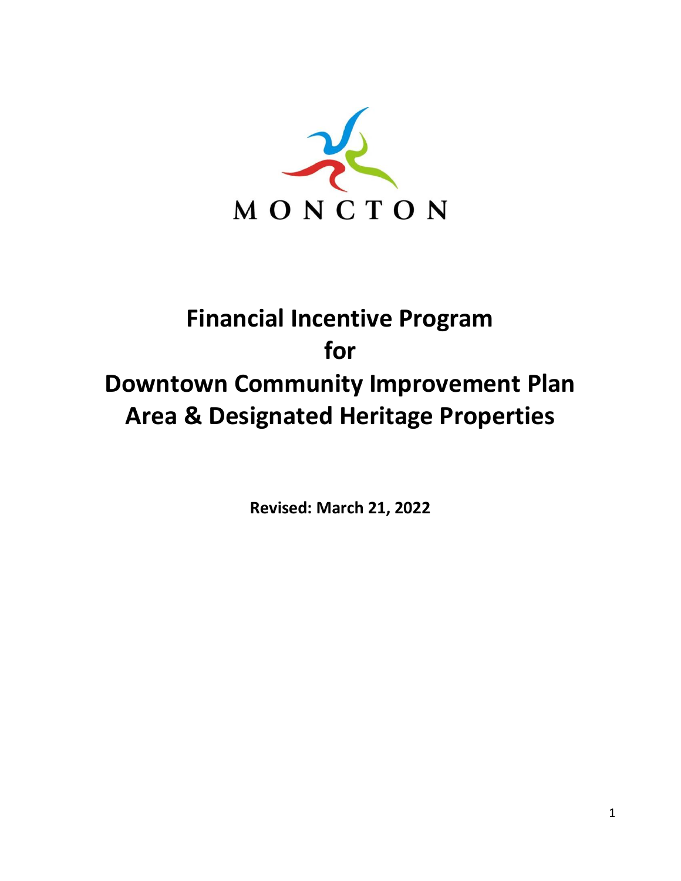MONCTON

# Financial Incentive Program for Downtown Community Improvement Plan Area & Designated Heritage Properties

**Revised: March 21, 2022**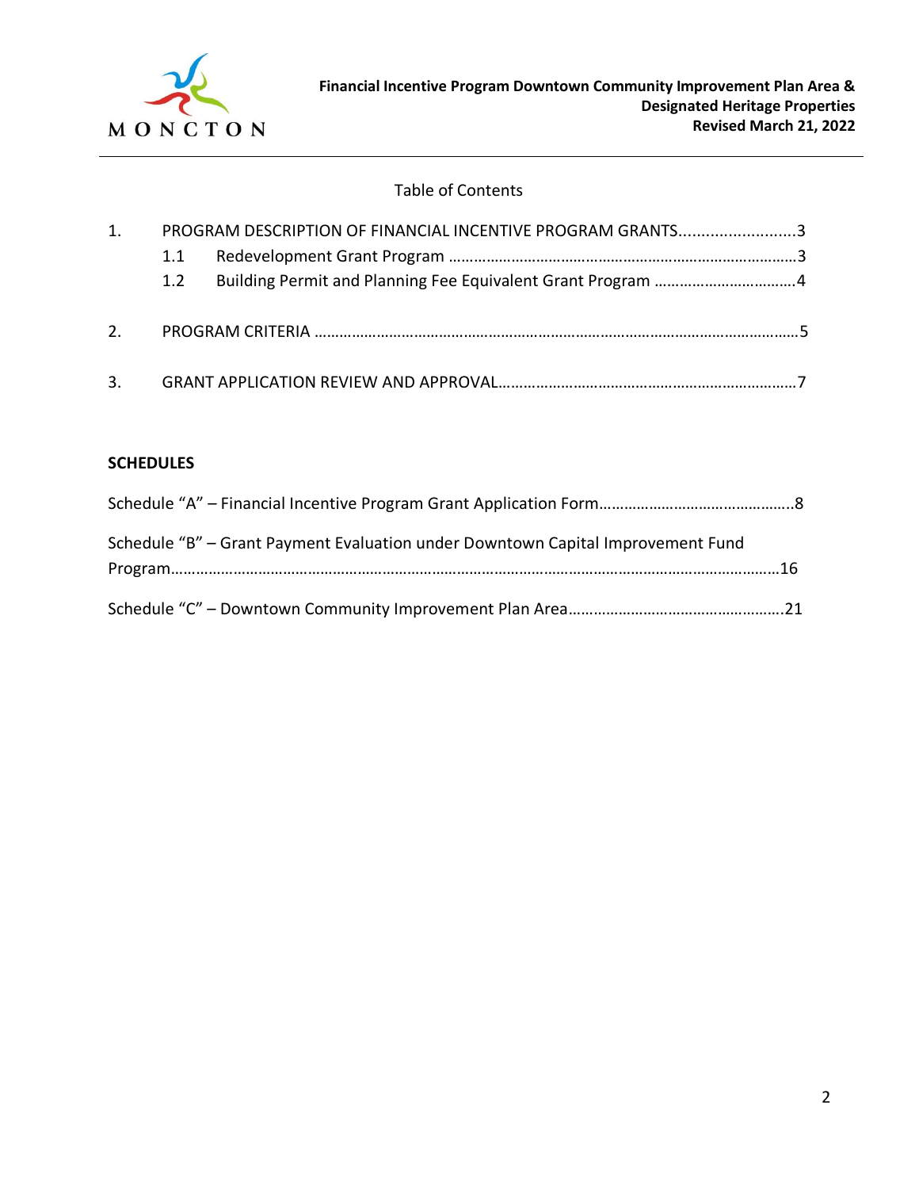Table of Contents

1. PROGRAM DESCRIPTION OF FINANCIAL INCENTIVE PROGRAM GRANTS..........................3
   - 1.1 Redevelopment Grant Program ……………………………………………………………………3
   - 1.2 Building Permit and Planning Fee Equivalent Grant Program ……………………………4
2. PROGRAM CRITERIA ……………………………………………………………………………………………5
3. GRANT APPLICATION REVIEW AND APPROVAL………………………………………………………7

**SCHEDULES**

Schedule "A" – Financial Incentive Program Grant Application Form………………………………………..8

Schedule "B" – Grant Payment Evaluation under Downtown Capital Improvement Fund Program……………………………………………………………………………………………………………16

Schedule "C" – Downtown Community Improvement Plan Area…………………………………………….21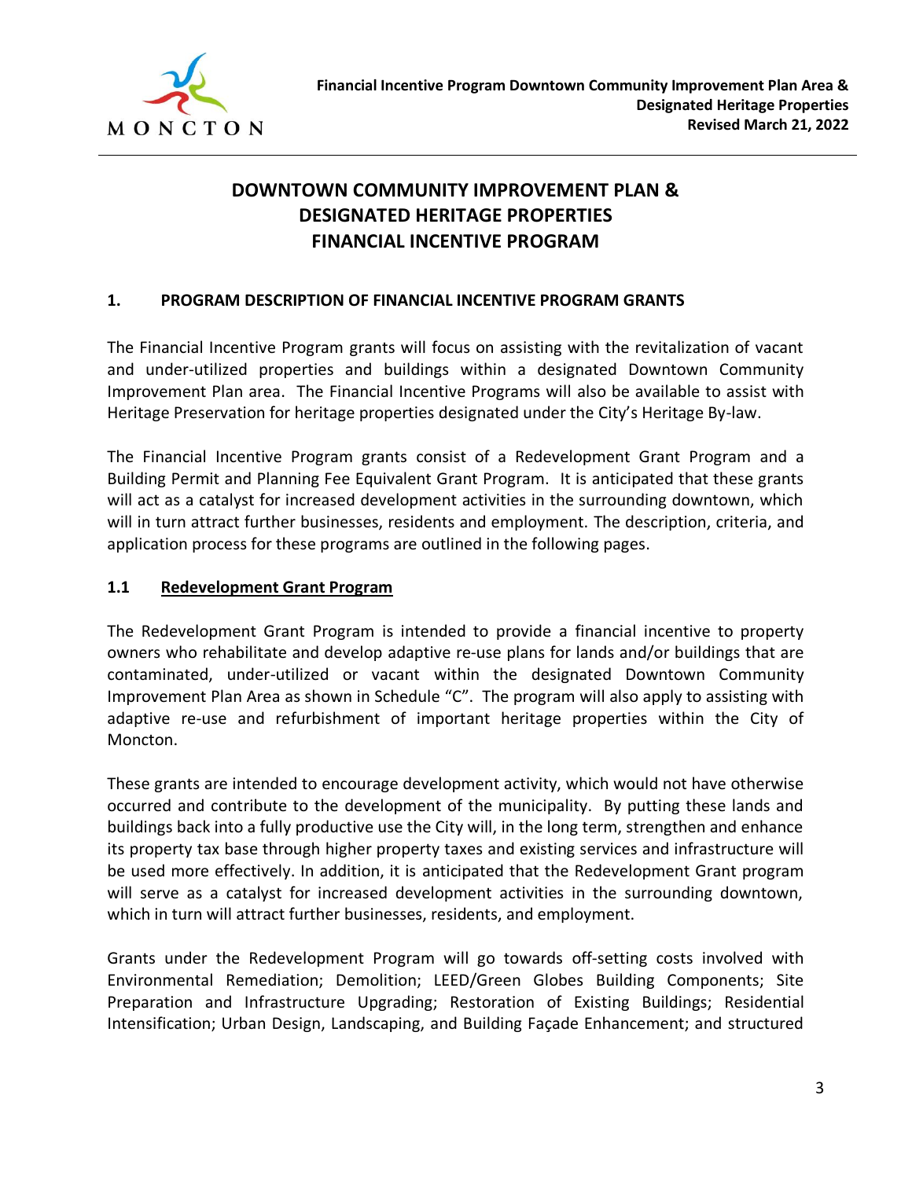# DOWNTOWN COMMUNITY IMPROVEMENT PLAN & DESIGNATED HERITAGE PROPERTIES FINANCIAL INCENTIVE PROGRAM

## 1. PROGRAM DESCRIPTION OF FINANCIAL INCENTIVE PROGRAM GRANTS

The Financial Incentive Program grants will focus on assisting with the revitalization of vacant and under-utilized properties and buildings within a designated Downtown Community Improvement Plan area. The Financial Incentive Programs will also be available to assist with Heritage Preservation for heritage properties designated under the City's Heritage By-law.

The Financial Incentive Program grants consist of a Redevelopment Grant Program and a Building Permit and Planning Fee Equivalent Grant Program. It is anticipated that these grants will act as a catalyst for increased development activities in the surrounding downtown, which will in turn attract further businesses, residents and employment. The description, criteria, and application process for these programs are outlined in the following pages.

### 1.1 <u>Redevelopment Grant Program</u>

The Redevelopment Grant Program is intended to provide a financial incentive to property owners who rehabilitate and develop adaptive re-use plans for lands and/or buildings that are contaminated, under-utilized or vacant within the designated Downtown Community Improvement Plan Area as shown in Schedule "C". The program will also apply to assisting with adaptive re-use and refurbishment of important heritage properties within the City of Moncton.

These grants are intended to encourage development activity, which would not have otherwise occurred and contribute to the development of the municipality. By putting these lands and buildings back into a fully productive use the City will, in the long term, strengthen and enhance its property tax base through higher property taxes and existing services and infrastructure will be used more effectively. In addition, it is anticipated that the Redevelopment Grant program will serve as a catalyst for increased development activities in the surrounding downtown, which in turn will attract further businesses, residents, and employment.

Grants under the Redevelopment Program will go towards off-setting costs involved with Environmental Remediation; Demolition; LEED/Green Globes Building Components; Site Preparation and Infrastructure Upgrading; Restoration of Existing Buildings; Residential Intensification; Urban Design, Landscaping, and Building Façade Enhancement; and structured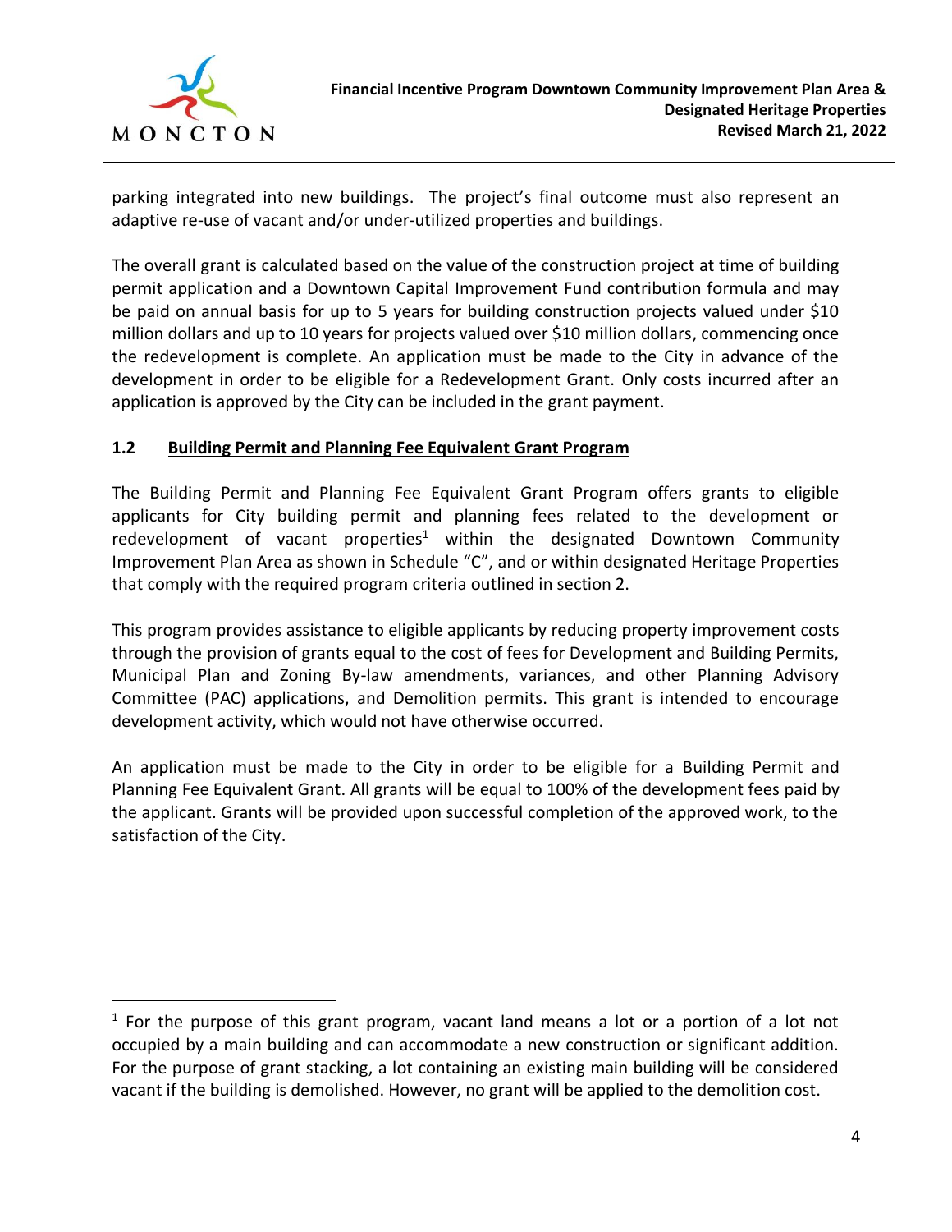parking integrated into new buildings. The project's final outcome must also represent an adaptive re-use of vacant and/or under-utilized properties and buildings.

The overall grant is calculated based on the value of the construction project at time of building permit application and a Downtown Capital Improvement Fund contribution formula and may be paid on annual basis for up to 5 years for building construction projects valued under $10 million dollars and up to 10 years for projects valued over $10 million dollars, commencing once the redevelopment is complete. An application must be made to the City in advance of the development in order to be eligible for a Redevelopment Grant. Only costs incurred after an application is approved by the City can be included in the grant payment.

### 1.2 Building Permit and Planning Fee Equivalent Grant Program

The Building Permit and Planning Fee Equivalent Grant Program offers grants to eligible applicants for City building permit and planning fees related to the development or redevelopment of vacant properties[1] within the designated Downtown Community Improvement Plan Area as shown in Schedule "C", and or within designated Heritage Properties that comply with the required program criteria outlined in section 2.

This program provides assistance to eligible applicants by reducing property improvement costs through the provision of grants equal to the cost of fees for Development and Building Permits, Municipal Plan and Zoning By-law amendments, variances, and other Planning Advisory Committee (PAC) applications, and Demolition permits. This grant is intended to encourage development activity, which would not have otherwise occurred.

An application must be made to the City in order to be eligible for a Building Permit and Planning Fee Equivalent Grant. All grants will be equal to 100% of the development fees paid by the applicant. Grants will be provided upon successful completion of the approved work, to the satisfaction of the City.

---

[1] For the purpose of this grant program, vacant land means a lot or a portion of a lot not occupied by a main building and can accommodate a new construction or significant addition. For the purpose of grant stacking, a lot containing an existing main building will be considered vacant if the building is demolished. However, no grant will be applied to the demolition cost.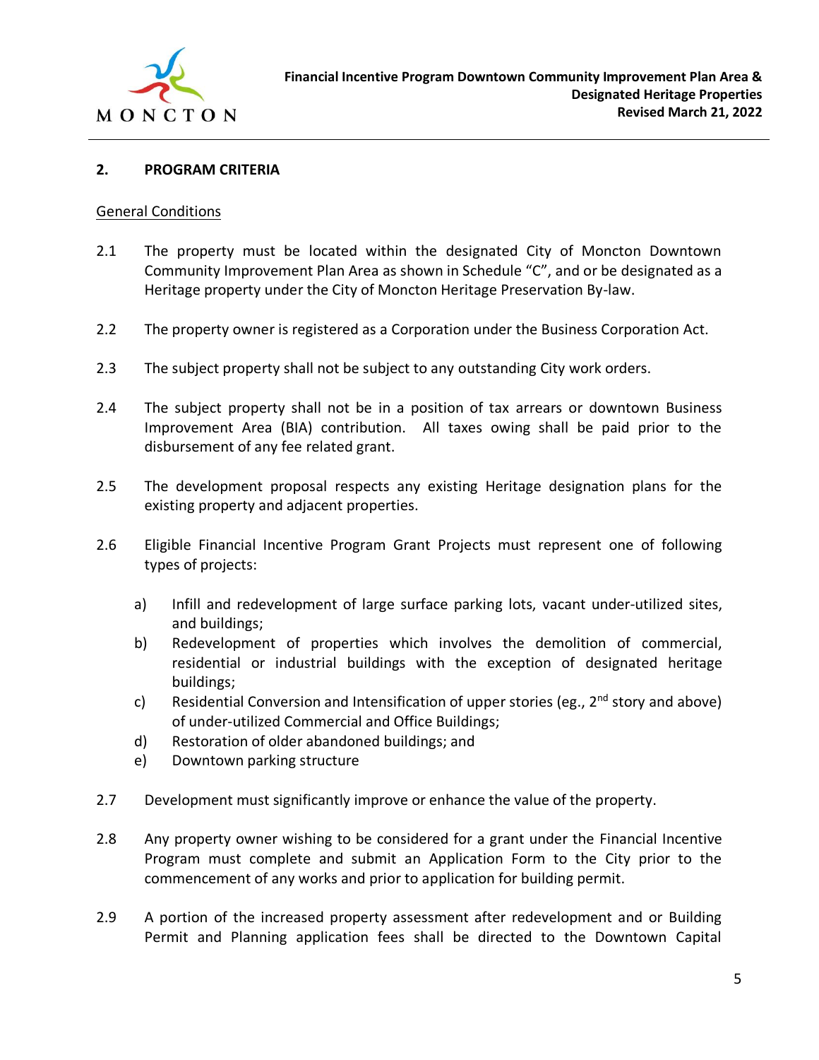## 2. PROGRAM CRITERIA

General Conditions

2.1 The property must be located within the designated City of Moncton Downtown Community Improvement Plan Area as shown in Schedule "C", and or be designated as a Heritage property under the City of Moncton Heritage Preservation By-law.

2.2 The property owner is registered as a Corporation under the Business Corporation Act.

2.3 The subject property shall not be subject to any outstanding City work orders.

2.4 The subject property shall not be in a position of tax arrears or downtown Business Improvement Area (BIA) contribution. All taxes owing shall be paid prior to the disbursement of any fee related grant.

2.5 The development proposal respects any existing Heritage designation plans for the existing property and adjacent properties.

2.6 Eligible Financial Incentive Program Grant Projects must represent one of following types of projects:

a) Infill and redevelopment of large surface parking lots, vacant under-utilized sites, and buildings;
b) Redevelopment of properties which involves the demolition of commercial, residential or industrial buildings with the exception of designated heritage buildings;
c) Residential Conversion and Intensification of upper stories (eg., 2nd story and above) of under-utilized Commercial and Office Buildings;
d) Restoration of older abandoned buildings; and
e) Downtown parking structure

2.7 Development must significantly improve or enhance the value of the property.

2.8 Any property owner wishing to be considered for a grant under the Financial Incentive Program must complete and submit an Application Form to the City prior to the commencement of any works and prior to application for building permit.

2.9 A portion of the increased property assessment after redevelopment and or Building Permit and Planning application fees shall be directed to the Downtown Capital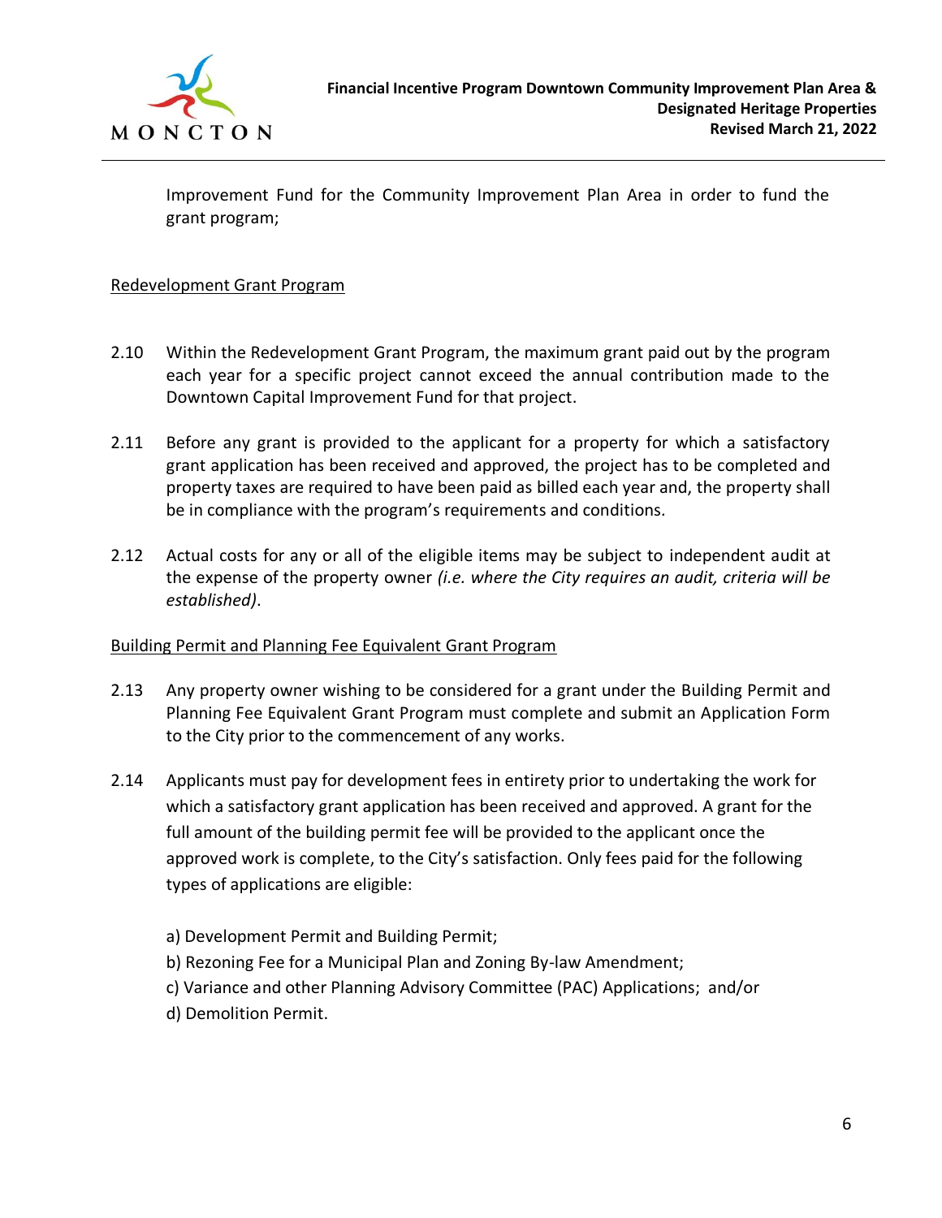Improvement Fund for the Community Improvement Plan Area in order to fund the grant program;

Redevelopment Grant Program

2.10 Within the Redevelopment Grant Program, the maximum grant paid out by the program each year for a specific project cannot exceed the annual contribution made to the Downtown Capital Improvement Fund for that project.

2.11 Before any grant is provided to the applicant for a property for which a satisfactory grant application has been received and approved, the project has to be completed and property taxes are required to have been paid as billed each year and, the property shall be in compliance with the program's requirements and conditions.

2.12 Actual costs for any or all of the eligible items may be subject to independent audit at the expense of the property owner *(i.e. where the City requires an audit, criteria will be established)*.

Building Permit and Planning Fee Equivalent Grant Program

2.13 Any property owner wishing to be considered for a grant under the Building Permit and Planning Fee Equivalent Grant Program must complete and submit an Application Form to the City prior to the commencement of any works.

2.14 Applicants must pay for development fees in entirety prior to undertaking the work for which a satisfactory grant application has been received and approved. A grant for the full amount of the building permit fee will be provided to the applicant once the approved work is complete, to the City's satisfaction. Only fees paid for the following types of applications are eligible:

a) Development Permit and Building Permit;
b) Rezoning Fee for a Municipal Plan and Zoning By-law Amendment;
c) Variance and other Planning Advisory Committee (PAC) Applications; and/or
d) Demolition Permit.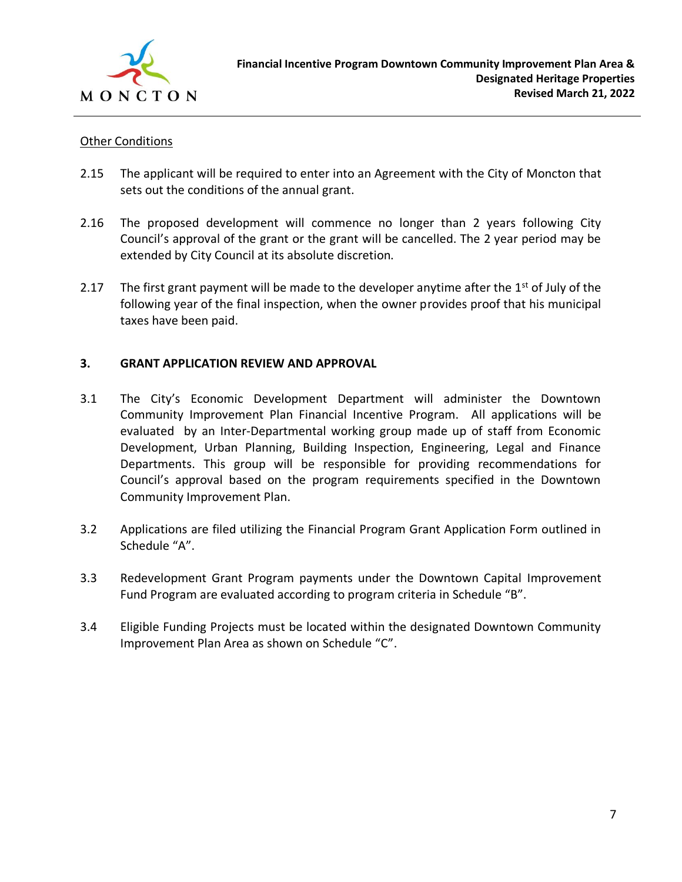<u>Other Conditions</u>

2.15 The applicant will be required to enter into an Agreement with the City of Moncton that sets out the conditions of the annual grant.

2.16 The proposed development will commence no longer than 2 years following City Council's approval of the grant or the grant will be cancelled. The 2 year period may be extended by City Council at its absolute discretion.

2.17 The first grant payment will be made to the developer anytime after the 1st of July of the following year of the final inspection, when the owner provides proof that his municipal taxes have been paid.

## 3. GRANT APPLICATION REVIEW AND APPROVAL

3.1 The City's Economic Development Department will administer the Downtown Community Improvement Plan Financial Incentive Program. All applications will be evaluated by an Inter-Departmental working group made up of staff from Economic Development, Urban Planning, Building Inspection, Engineering, Legal and Finance Departments. This group will be responsible for providing recommendations for Council's approval based on the program requirements specified in the Downtown Community Improvement Plan.

3.2 Applications are filed utilizing the Financial Program Grant Application Form outlined in Schedule "A".

3.3 Redevelopment Grant Program payments under the Downtown Capital Improvement Fund Program are evaluated according to program criteria in Schedule "B".

3.4 Eligible Funding Projects must be located within the designated Downtown Community Improvement Plan Area as shown on Schedule "C".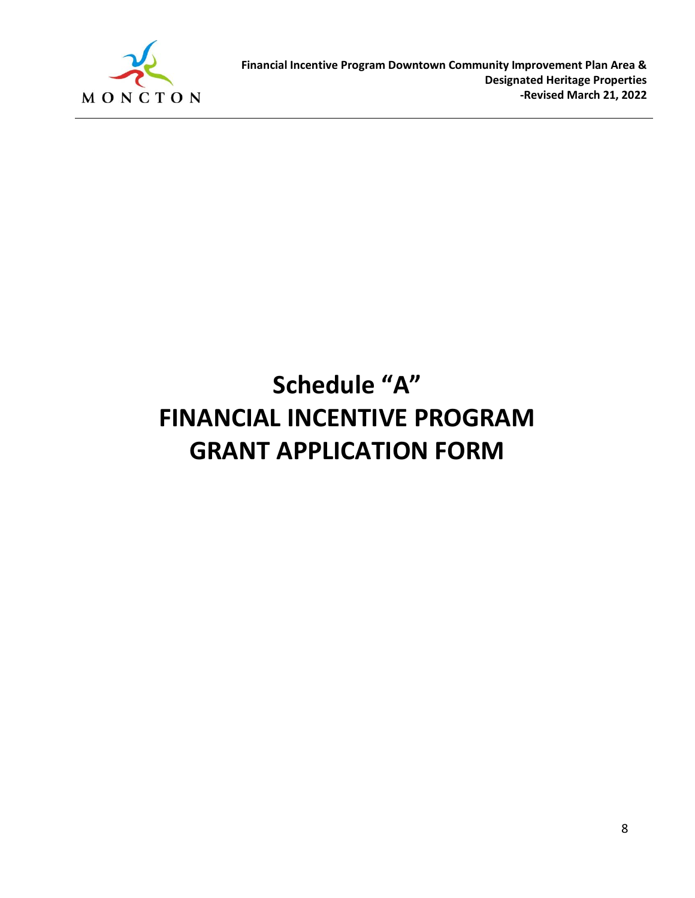# Schedule "A"
# FINANCIAL INCENTIVE PROGRAM
# GRANT APPLICATION FORM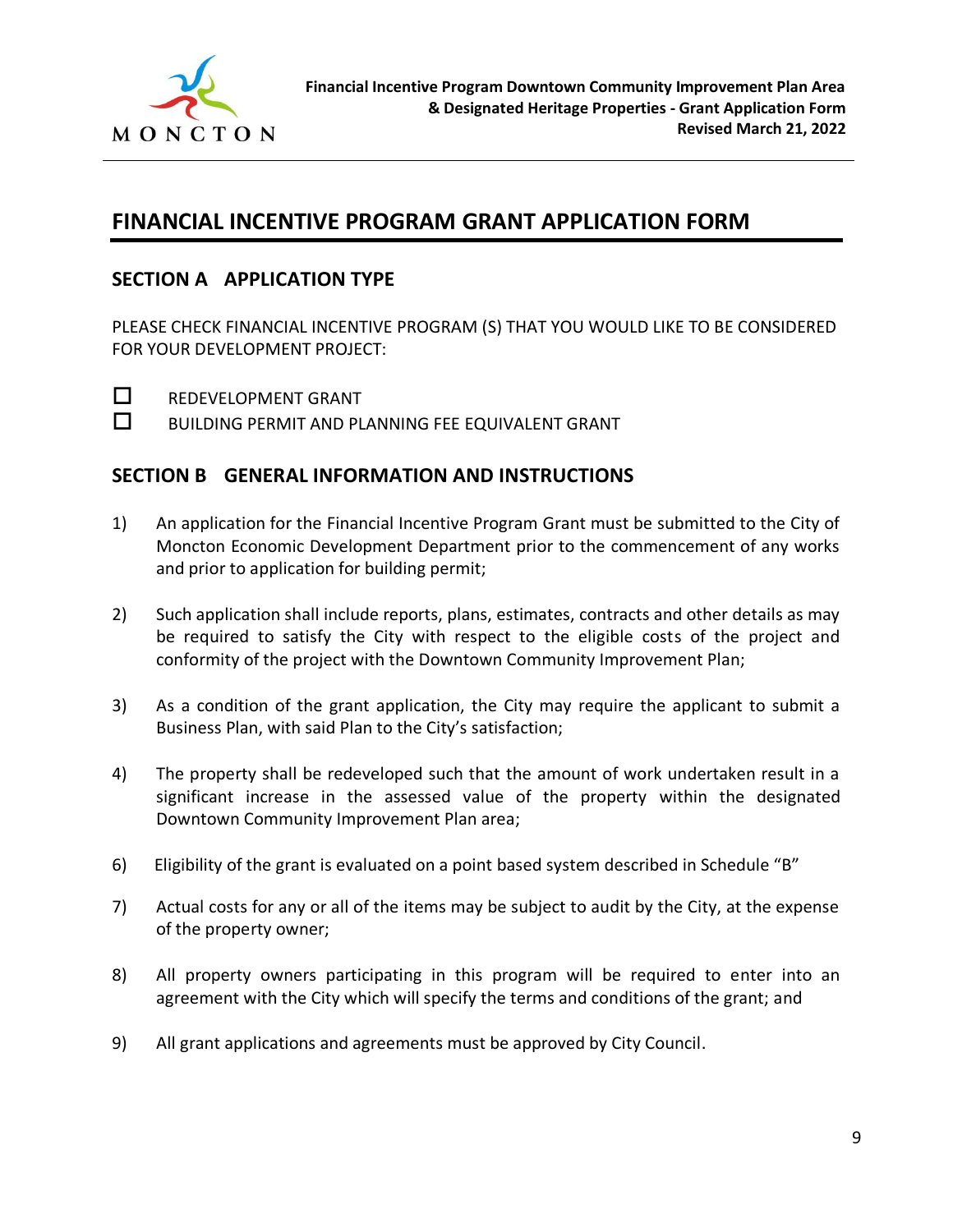# FINANCIAL INCENTIVE PROGRAM GRANT APPLICATION FORM

## SECTION A APPLICATION TYPE

PLEASE CHECK FINANCIAL INCENTIVE PROGRAM (S) THAT YOU WOULD LIKE TO BE CONSIDERED FOR YOUR DEVELOPMENT PROJECT:

- ☐ REDEVELOPMENT GRANT
- ☐ BUILDING PERMIT AND PLANNING FEE EQUIVALENT GRANT

## SECTION B GENERAL INFORMATION AND INSTRUCTIONS

1) An application for the Financial Incentive Program Grant must be submitted to the City of Moncton Economic Development Department prior to the commencement of any works and prior to application for building permit;

2) Such application shall include reports, plans, estimates, contracts and other details as may be required to satisfy the City with respect to the eligible costs of the project and conformity of the project with the Downtown Community Improvement Plan;

3) As a condition of the grant application, the City may require the applicant to submit a Business Plan, with said Plan to the City's satisfaction;

4) The property shall be redeveloped such that the amount of work undertaken result in a significant increase in the assessed value of the property within the designated Downtown Community Improvement Plan area;

6) Eligibility of the grant is evaluated on a point based system described in Schedule "B"

7) Actual costs for any or all of the items may be subject to audit by the City, at the expense of the property owner;

8) All property owners participating in this program will be required to enter into an agreement with the City which will specify the terms and conditions of the grant; and

9) All grant applications and agreements must be approved by City Council.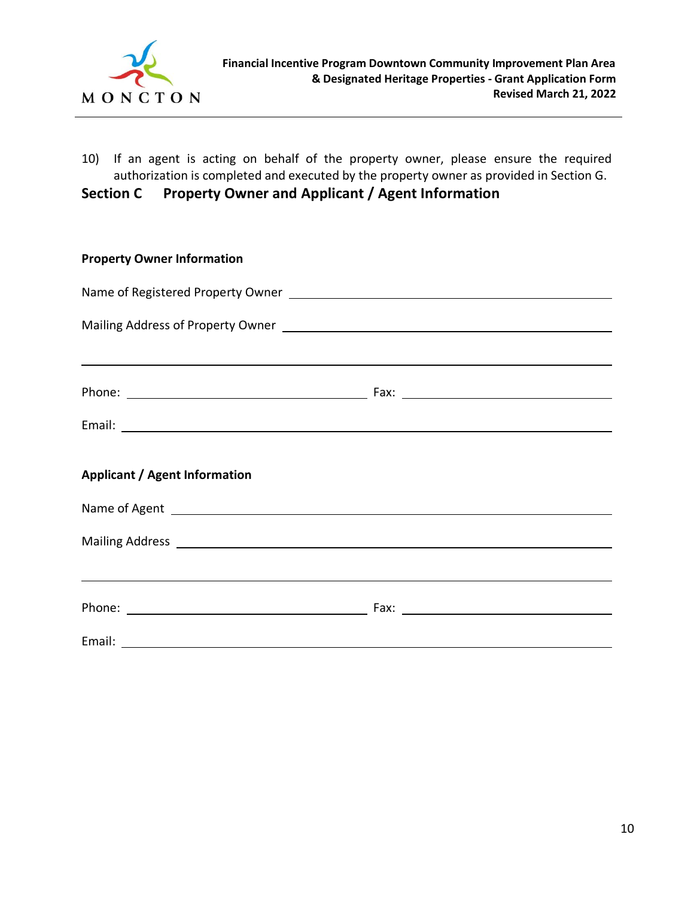10) If an agent is acting on behalf of the property owner, please ensure the required authorization is completed and executed by the property owner as provided in Section G.

## Section C Property Owner and Applicant / Agent Information

**Property Owner Information**

Name of Registered Property Owner ______________________________

Mailing Address of Property Owner ______________________________

______________________________

Phone: ______________________ Fax: ______________________

Email: ______________________________

**Applicant / Agent Information**

Name of Agent ______________________________

Mailing Address ______________________________

______________________________

Phone: ______________________ Fax: ______________________

Email: ______________________________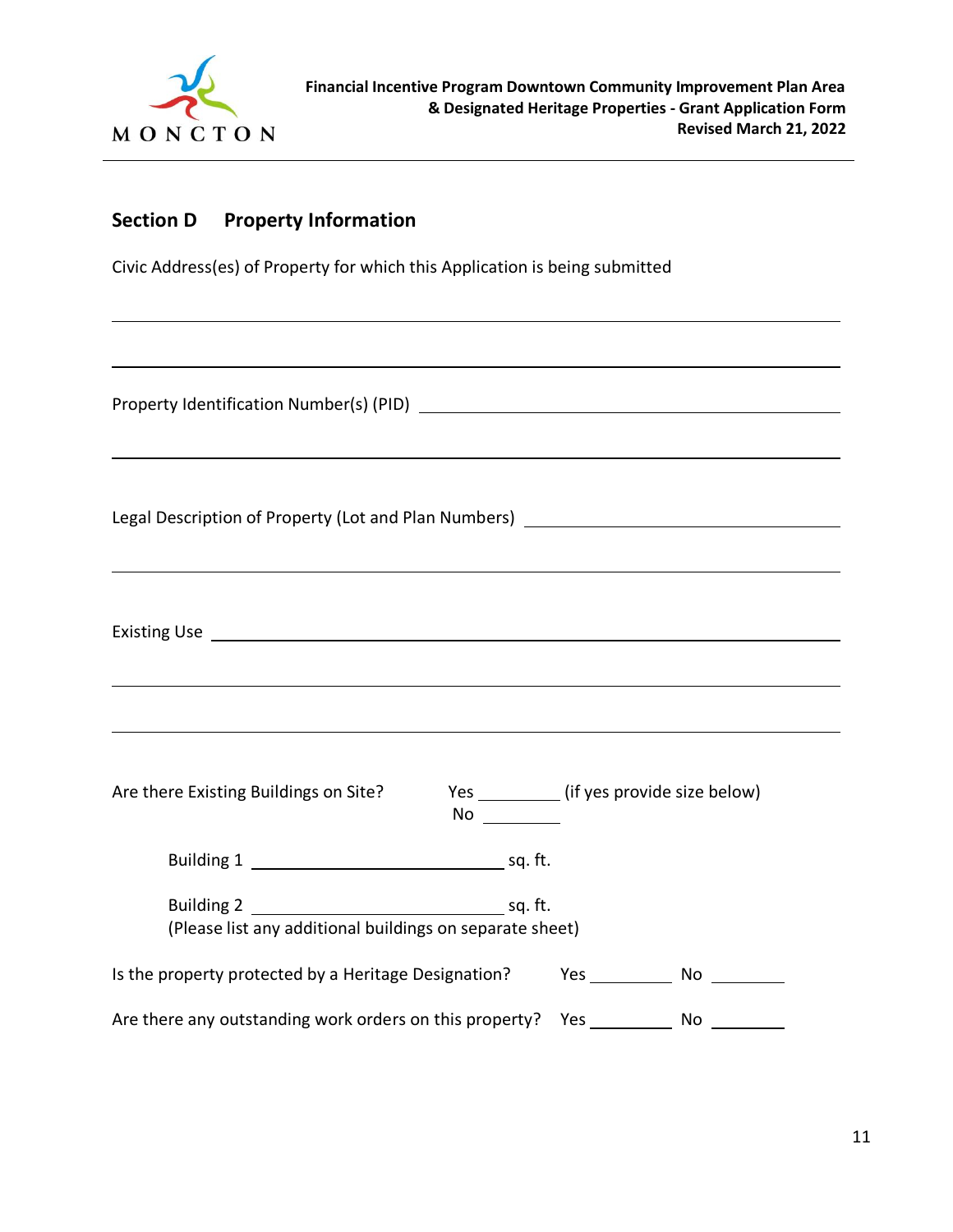## Section D Property Information

Civic Address(es) of Property for which this Application is being submitted

______________________________________________________________________

______________________________________________________________________

Property Identification Number(s) (PID) ________________________________

______________________________________________________________________

Legal Description of Property (Lot and Plan Numbers) ____________________

______________________________________________________________________

Existing Use __________________________________________________________

______________________________________________________________________

______________________________________________________________________

Are there Existing Buildings on Site? Yes _________ (if yes provide size below)
No _________

Building 1 ____________________________ sq. ft.

Building 2 ____________________________ sq. ft.
(Please list any additional buildings on separate sheet)

Is the property protected by a Heritage Designation? Yes _________ No ________

Are there any outstanding work orders on this property? Yes _________ No ________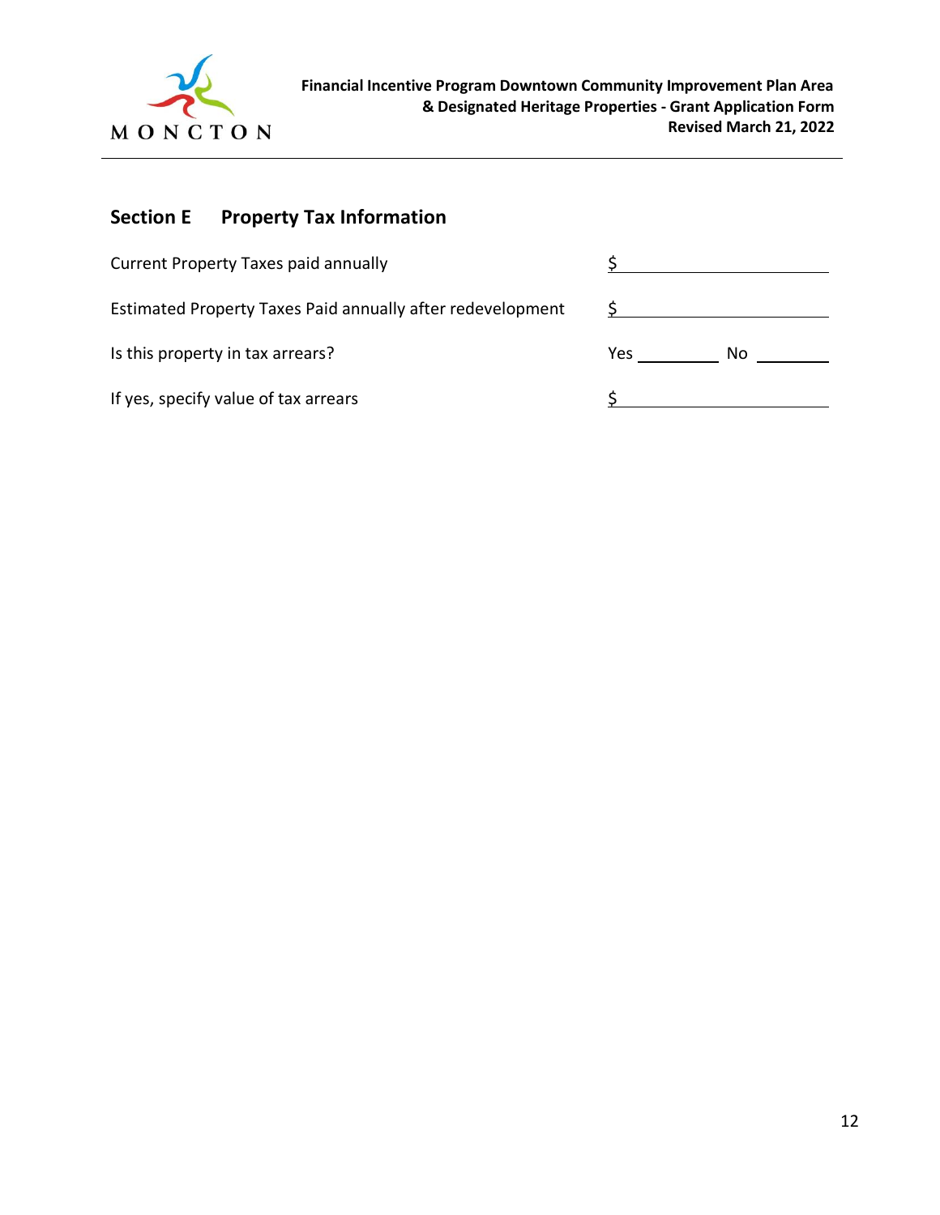## Section E Property Tax Information

| | |
|---|---|
| Current Property Taxes paid annually | $ ____________________ |
| Estimated Property Taxes Paid annually after redevelopment | $ ____________________ |
| Is this property in tax arrears? | Yes ________ No ________ |
| If yes, specify value of tax arrears | $ ____________________ |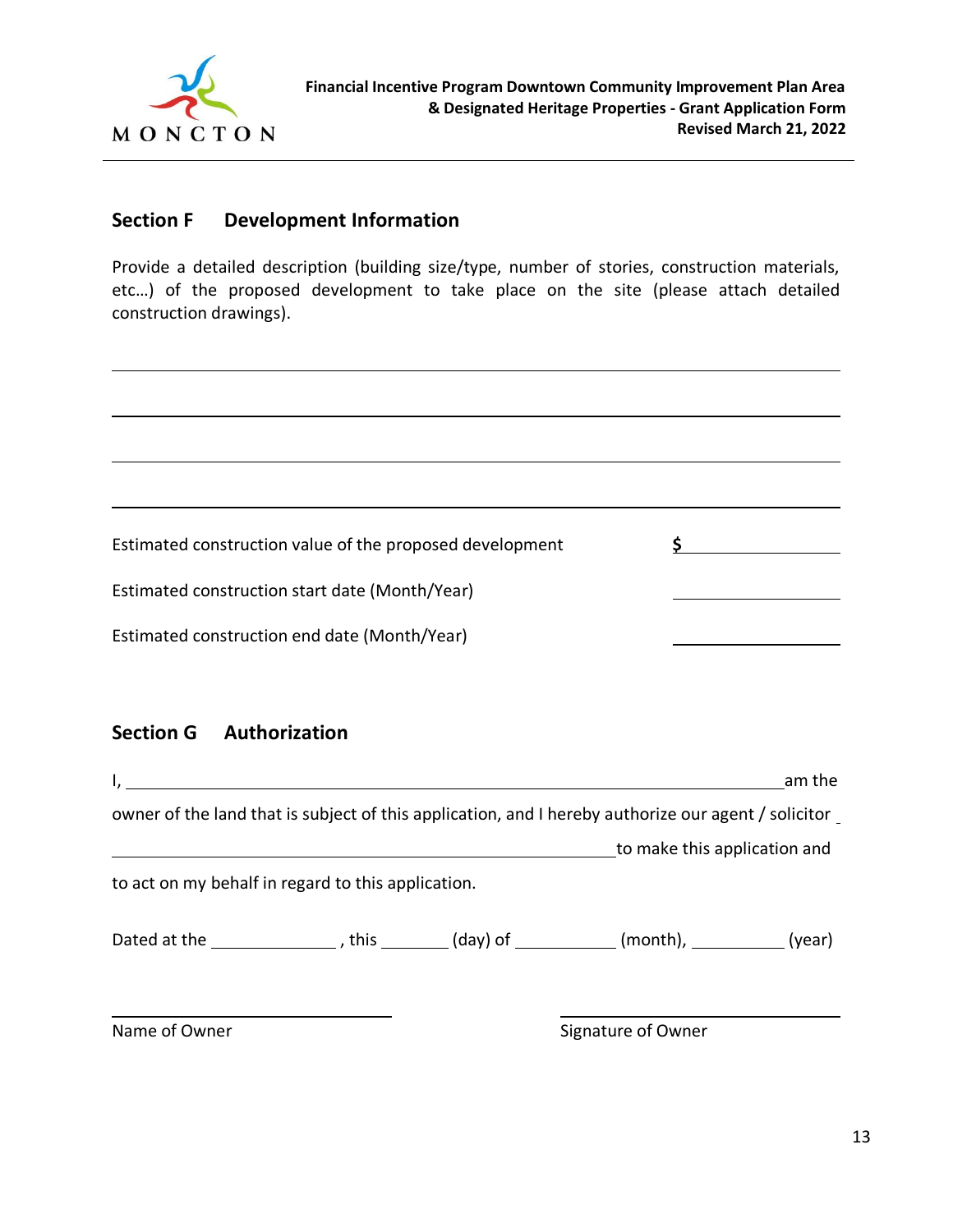## Section F Development Information

Provide a detailed description (building size/type, number of stories, construction materials, etc…) of the proposed development to take place on the site (please attach detailed construction drawings).

\_\_\_\_\_\_\_\_\_\_\_\_\_\_\_\_\_\_\_\_\_\_\_\_\_\_\_\_\_\_\_\_\_\_\_\_\_\_\_\_\_\_\_\_\_\_\_\_\_\_\_\_\_\_\_\_\_\_\_\_\_\_\_\_\_\_\_\_\_\_

\_\_\_\_\_\_\_\_\_\_\_\_\_\_\_\_\_\_\_\_\_\_\_\_\_\_\_\_\_\_\_\_\_\_\_\_\_\_\_\_\_\_\_\_\_\_\_\_\_\_\_\_\_\_\_\_\_\_\_\_\_\_\_\_\_\_\_\_\_\_

\_\_\_\_\_\_\_\_\_\_\_\_\_\_\_\_\_\_\_\_\_\_\_\_\_\_\_\_\_\_\_\_\_\_\_\_\_\_\_\_\_\_\_\_\_\_\_\_\_\_\_\_\_\_\_\_\_\_\_\_\_\_\_\_\_\_\_\_\_\_

\_\_\_\_\_\_\_\_\_\_\_\_\_\_\_\_\_\_\_\_\_\_\_\_\_\_\_\_\_\_\_\_\_\_\_\_\_\_\_\_\_\_\_\_\_\_\_\_\_\_\_\_\_\_\_\_\_\_\_\_\_\_\_\_\_\_\_\_\_\_

Estimated construction value of the proposed development $ \_\_\_\_\_\_\_\_\_\_\_\_\_\_\_\_

Estimated construction start date (Month/Year) \_\_\_\_\_\_\_\_\_\_\_\_\_\_\_\_

Estimated construction end date (Month/Year) \_\_\_\_\_\_\_\_\_\_\_\_\_\_\_\_

## Section G Authorization

I, \_\_\_\_\_\_\_\_\_\_\_\_\_\_\_\_\_\_\_\_\_\_\_\_\_\_\_\_\_\_\_\_\_\_\_\_\_\_\_\_\_\_\_\_\_\_\_\_\_\_\_\_\_\_\_\_\_\_\_\_ am the owner of the land that is subject of this application, and I hereby authorize our agent / solicitor \_\_\_\_\_\_\_\_\_\_\_\_\_\_\_\_\_\_\_\_\_\_\_\_\_\_\_\_\_\_\_\_\_\_\_\_\_\_\_\_\_\_\_\_\_\_\_\_ to make this application and to act on my behalf in regard to this application.

Dated at the \_\_\_\_\_\_\_\_\_\_\_\_, this \_\_\_\_\_\_\_ (day) of \_\_\_\_\_\_\_\_\_\_ (month), \_\_\_\_\_\_\_\_\_ (year)

\_\_\_\_\_\_\_\_\_\_\_\_\_\_\_\_\_\_\_\_\_\_\_\_\_\_\_\_ \_\_\_\_\_\_\_\_\_\_\_\_\_\_\_\_\_\_\_\_\_\_\_\_\_\_\_\_

Name of Owner Signature of Owner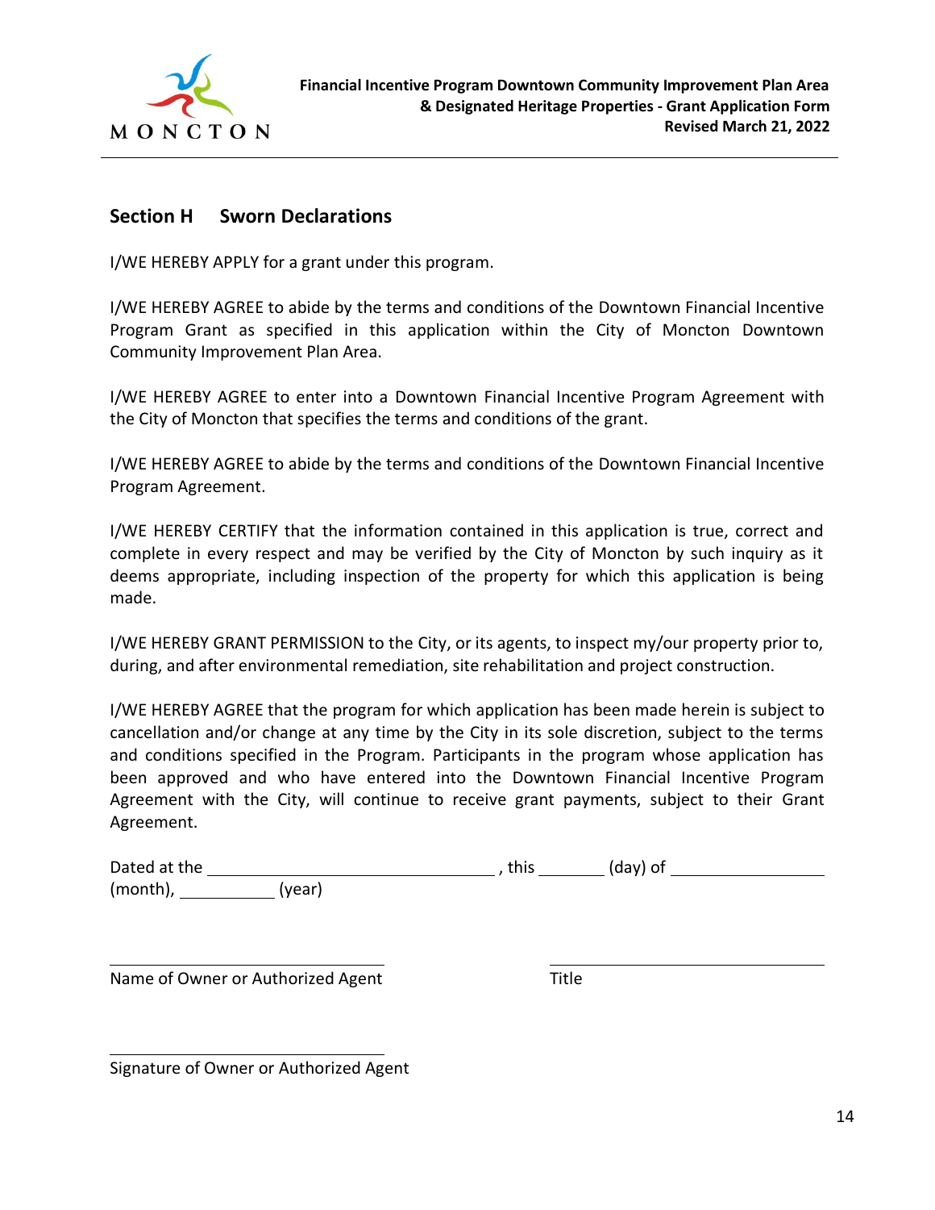## Section H Sworn Declarations

I/WE HEREBY APPLY for a grant under this program.

I/WE HEREBY AGREE to abide by the terms and conditions of the Downtown Financial Incentive Program Grant as specified in this application within the City of Moncton Downtown Community Improvement Plan Area.

I/WE HEREBY AGREE to enter into a Downtown Financial Incentive Program Agreement with the City of Moncton that specifies the terms and conditions of the grant.

I/WE HEREBY AGREE to abide by the terms and conditions of the Downtown Financial Incentive Program Agreement.

I/WE HEREBY CERTIFY that the information contained in this application is true, correct and complete in every respect and may be verified by the City of Moncton by such inquiry as it deems appropriate, including inspection of the property for which this application is being made.

I/WE HEREBY GRANT PERMISSION to the City, or its agents, to inspect my/our property prior to, during, and after environmental remediation, site rehabilitation and project construction.

I/WE HEREBY AGREE that the program for which application has been made herein is subject to cancellation and/or change at any time by the City in its sole discretion, subject to the terms and conditions specified in the Program. Participants in the program whose application has been approved and who have entered into the Downtown Financial Incentive Program Agreement with the City, will continue to receive grant payments, subject to their Grant Agreement.

Dated at the ______________________________, this _______ (day) of _______________ (month), __________ (year)

______________________________ ______________________________
Name of Owner or Authorized Agent Title

______________________________
Signature of Owner or Authorized Agent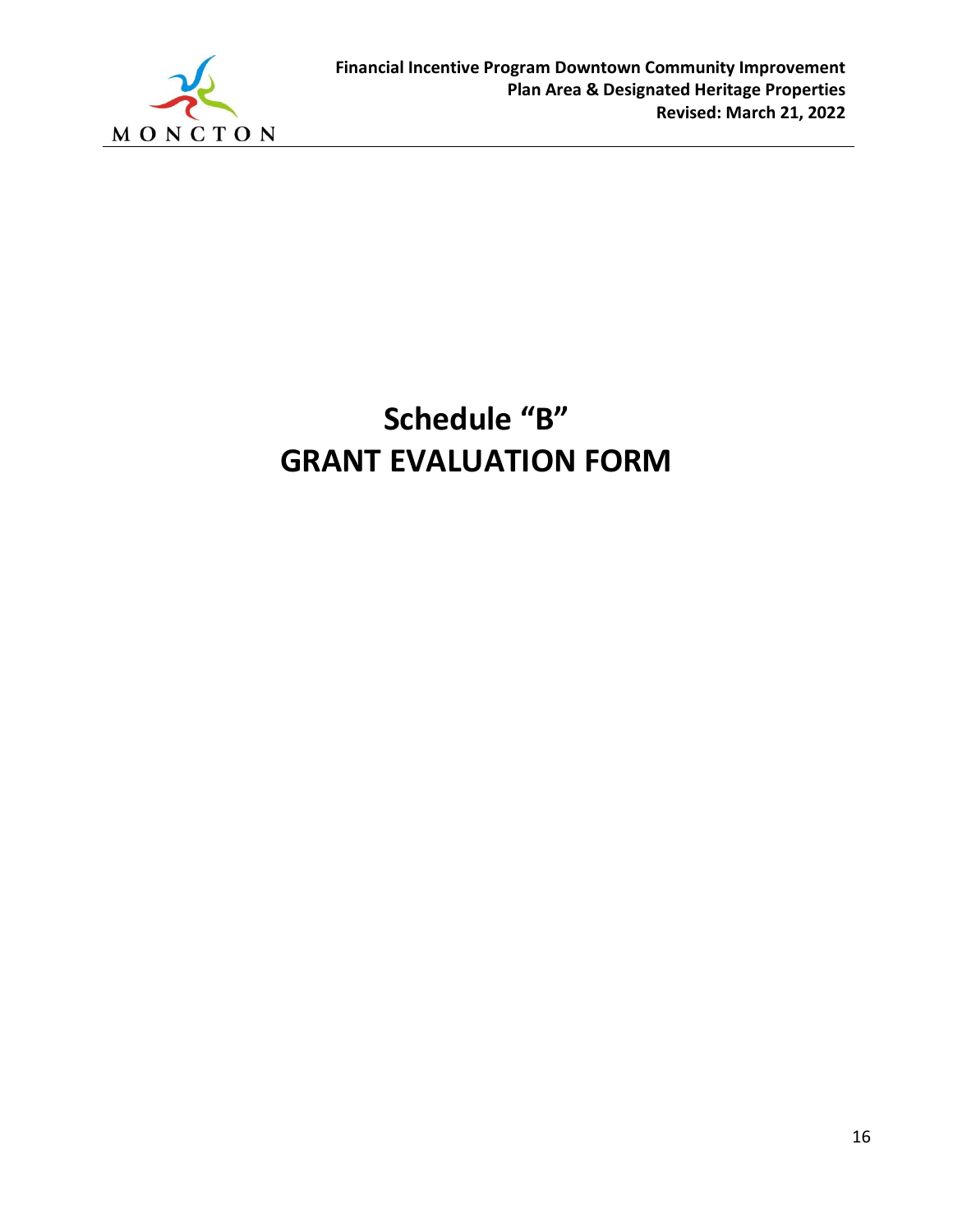# Schedule "B"
# GRANT EVALUATION FORM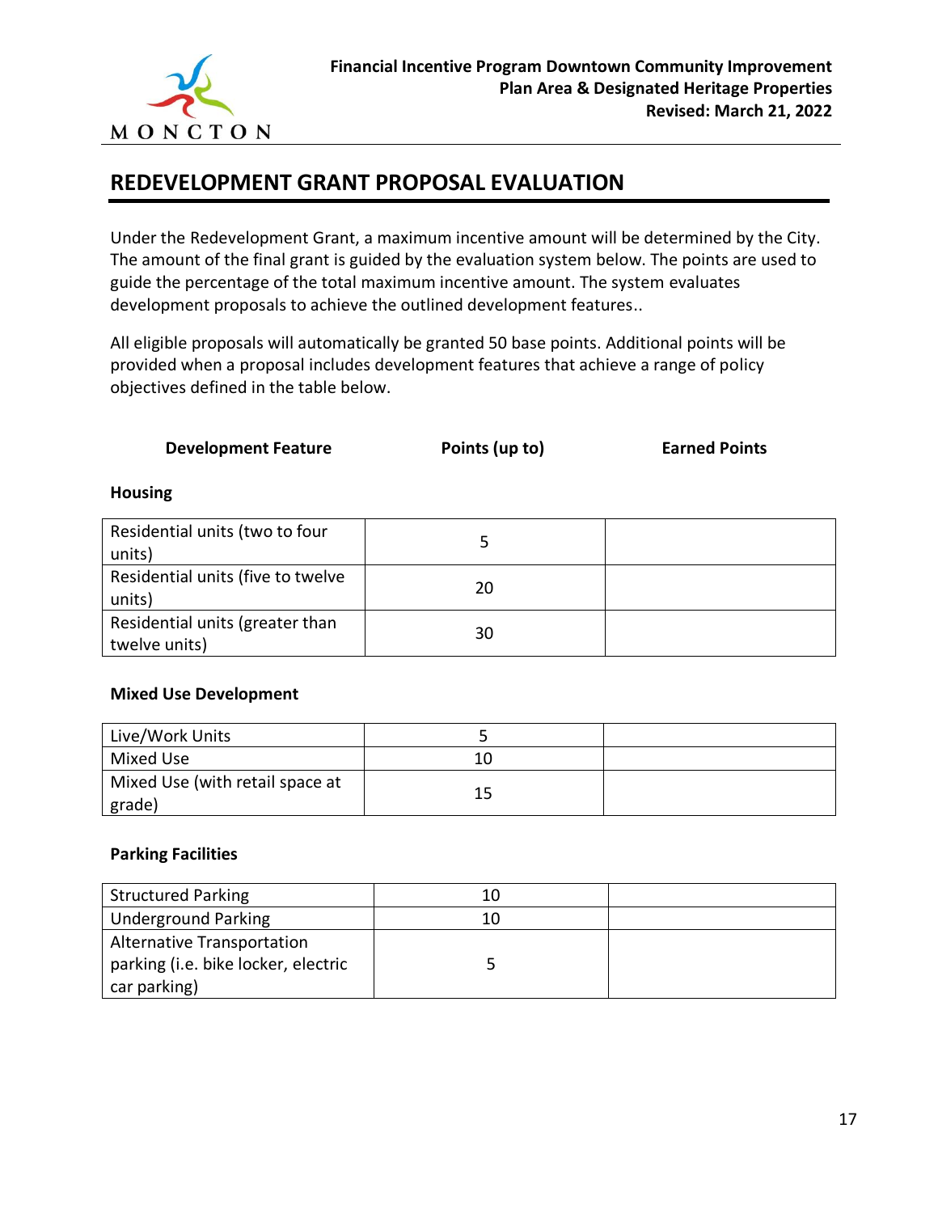## REDEVELOPMENT GRANT PROPOSAL EVALUATION

Under the Redevelopment Grant, a maximum incentive amount will be determined by the City. The amount of the final grant is guided by the evaluation system below. The points are used to guide the percentage of the total maximum incentive amount. The system evaluates development proposals to achieve the outlined development features..

All eligible proposals will automatically be granted 50 base points. Additional points will be provided when a proposal includes development features that achieve a range of policy objectives defined in the table below.

| Development Feature | Points (up to) | Earned Points |
|---|---|---|
| **Housing** | | |
| Residential units (two to four units) | 5 | |
| Residential units (five to twelve units) | 20 | |
| Residential units (greater than twelve units) | 30 | |
| **Mixed Use Development** | | |
| Live/Work Units | 5 | |
| Mixed Use | 10 | |
| Mixed Use (with retail space at grade) | 15 | |
| **Parking Facilities** | | |
| Structured Parking | 10 | |
| Underground Parking | 10 | |
| Alternative Transportation parking (i.e. bike locker, electric car parking) | 5 | |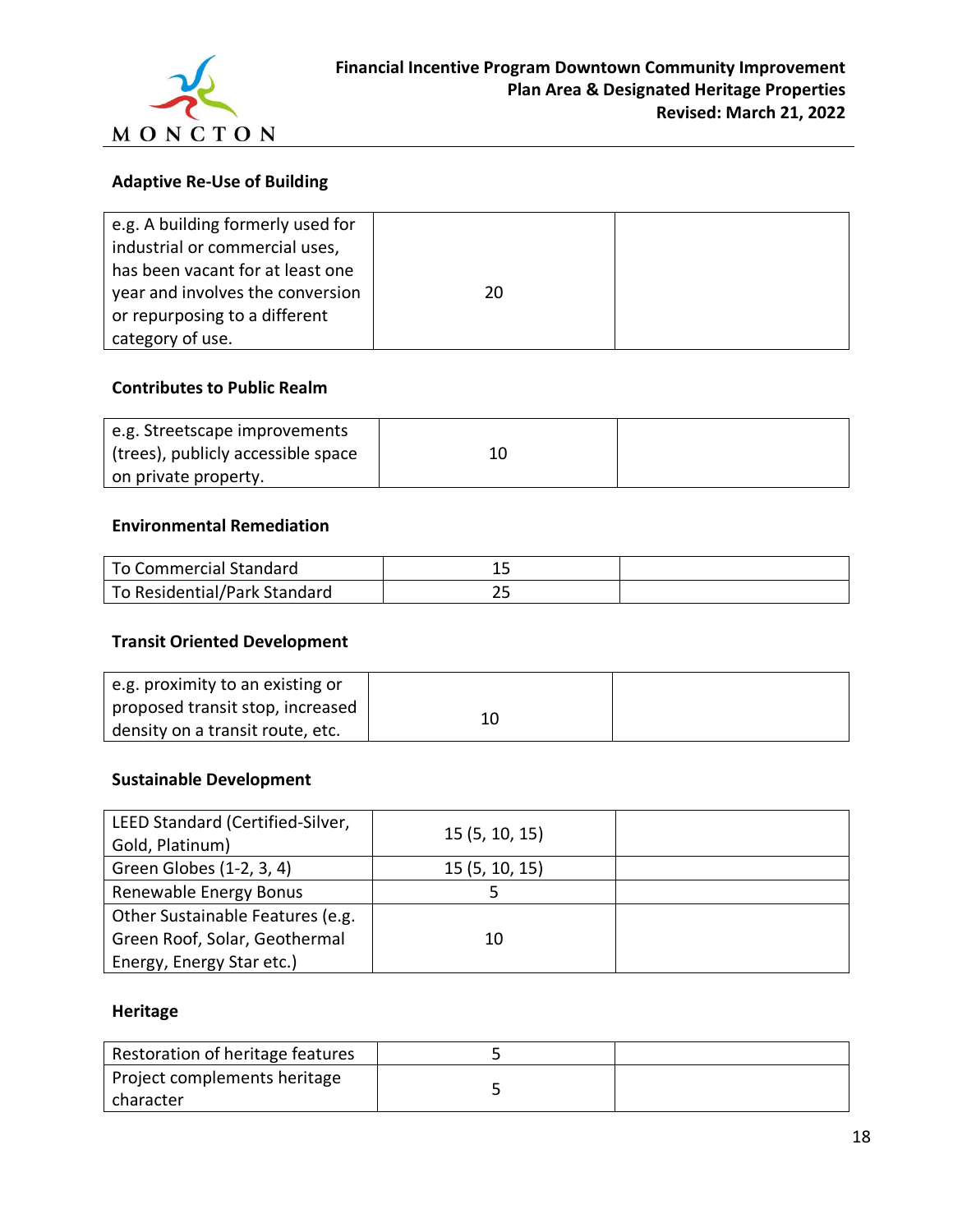### Adaptive Re-Use of Building

| | | |
|---|---|---|
| e.g. A building formerly used for industrial or commercial uses, has been vacant for at least one year and involves the conversion or repurposing to a different category of use. | 20 | |

### Contributes to Public Realm

| | | |
|---|---|---|
| e.g. Streetscape improvements (trees), publicly accessible space on private property. | 10 | |

### Environmental Remediation

| | | |
|---|---|---|
| To Commercial Standard | 15 | |
| To Residential/Park Standard | 25 | |

### Transit Oriented Development

| | | |
|---|---|---|
| e.g. proximity to an existing or proposed transit stop, increased density on a transit route, etc. | 10 | |

### Sustainable Development

| | | |
|---|---|---|
| LEED Standard (Certified-Silver, Gold, Platinum) | 15 (5, 10, 15) | |
| Green Globes (1-2, 3, 4) | 15 (5, 10, 15) | |
| Renewable Energy Bonus | 5 | |
| Other Sustainable Features (e.g. Green Roof, Solar, Geothermal Energy, Energy Star etc.) | 10 | |

### Heritage

| | | |
|---|---|---|
| Restoration of heritage features | 5 | |
| Project complements heritage character | 5 | |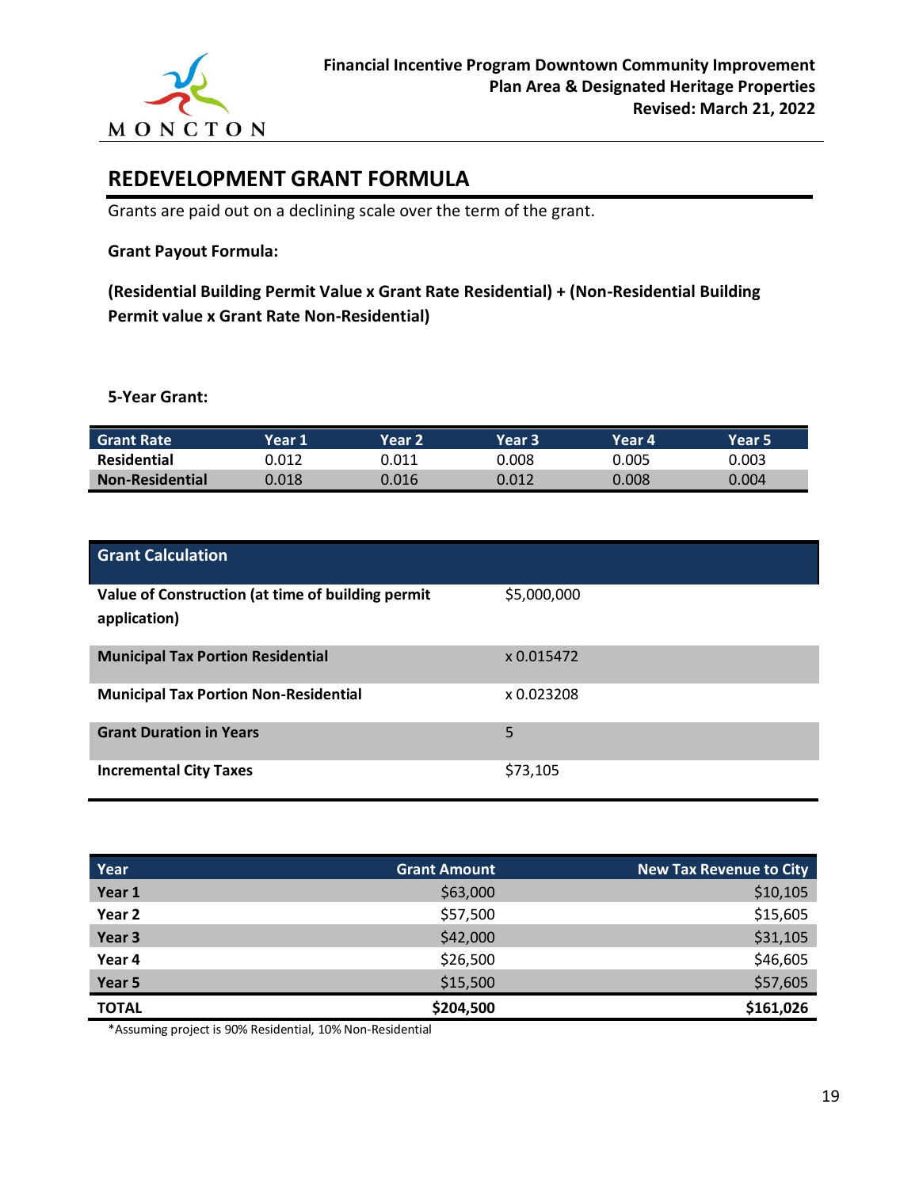## REDEVELOPMENT GRANT FORMULA

Grants are paid out on a declining scale over the term of the grant.

**Grant Payout Formula:**

**(Residential Building Permit Value x Grant Rate Residential) + (Non-Residential Building Permit value x Grant Rate Non-Residential)**

**5-Year Grant:**

| Grant Rate | Year 1 | Year 2 | Year 3 | Year 4 | Year 5 |
|---|---|---|---|---|---|
| **Residential** | 0.012 | 0.011 | 0.008 | 0.005 | 0.003 |
| **Non-Residential** | 0.018 | 0.016 | 0.012 | 0.008 | 0.004 |

| Grant Calculation | |
|---|---|
| **Value of Construction (at time of building permit application)** | $5,000,000 |
| **Municipal Tax Portion Residential** | x 0.015472 |
| **Municipal Tax Portion Non-Residential** | x 0.023208 |
| **Grant Duration in Years** | 5 |
| **Incremental City Taxes** | $73,105 |

| Year | Grant Amount | New Tax Revenue to City |
|---|---|---|
| **Year 1** | $63,000 | $10,105 |
| **Year 2** | $57,500 | $15,605 |
| **Year 3** | $42,000 | $31,105 |
| **Year 4** | $26,500 | $46,605 |
| **Year 5** | $15,500 | $57,605 |
| **TOTAL** | **$204,500** | **$161,026** |

*Assuming project is 90% Residential, 10% Non-Residential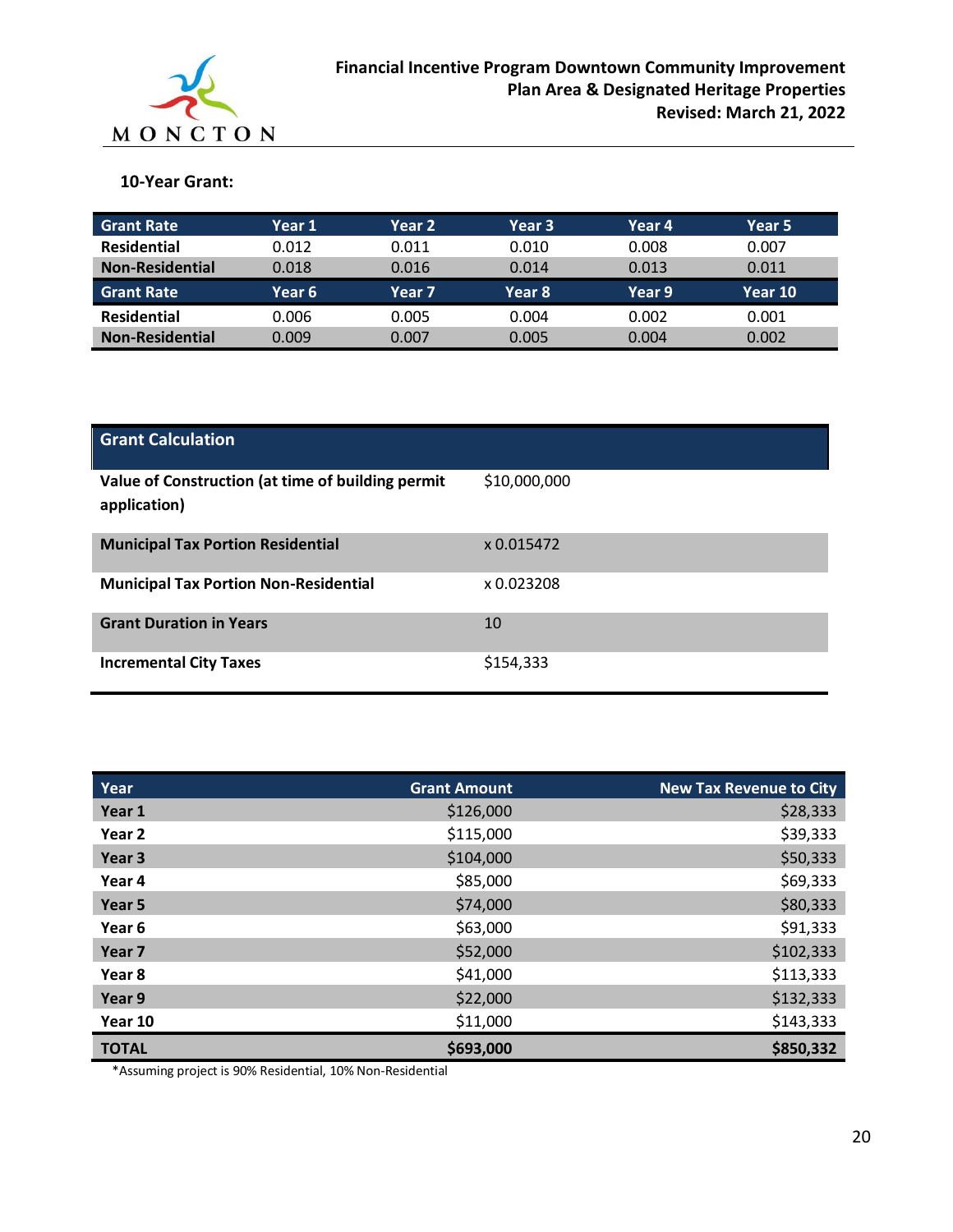### 10-Year Grant:

| Grant Rate | Year 1 | Year 2 | Year 3 | Year 4 | Year 5 |
|---|---|---|---|---|---|
| Residential | 0.012 | 0.011 | 0.010 | 0.008 | 0.007 |
| Non-Residential | 0.018 | 0.016 | 0.014 | 0.013 | 0.011 |
| **Grant Rate** | **Year 6** | **Year 7** | **Year 8** | **Year 9** | **Year 10** |
| Residential | 0.006 | 0.005 | 0.004 | 0.002 | 0.001 |
| Non-Residential | 0.009 | 0.007 | 0.005 | 0.004 | 0.002 |

| Grant Calculation | |
|---|---|
| **Value of Construction (at time of building permit application)** | $10,000,000 |
| **Municipal Tax Portion Residential** | x 0.015472 |
| **Municipal Tax Portion Non-Residential** | x 0.023208 |
| **Grant Duration in Years** | 10 |
| **Incremental City Taxes** | $154,333 |

| Year | Grant Amount | New Tax Revenue to City |
|---|---|---|
| Year 1 | $126,000 | $28,333 |
| Year 2 | $115,000 | $39,333 |
| Year 3 | $104,000 | $50,333 |
| Year 4 | $85,000 | $69,333 |
| Year 5 | $74,000 | $80,333 |
| Year 6 | $63,000 | $91,333 |
| Year 7 | $52,000 | $102,333 |
| Year 8 | $41,000 | $113,333 |
| Year 9 | $22,000 | $132,333 |
| Year 10 | $11,000 | $143,333 |
| **TOTAL** | **$693,000** | **$850,332** |

*Assuming project is 90% Residential, 10% Non-Residential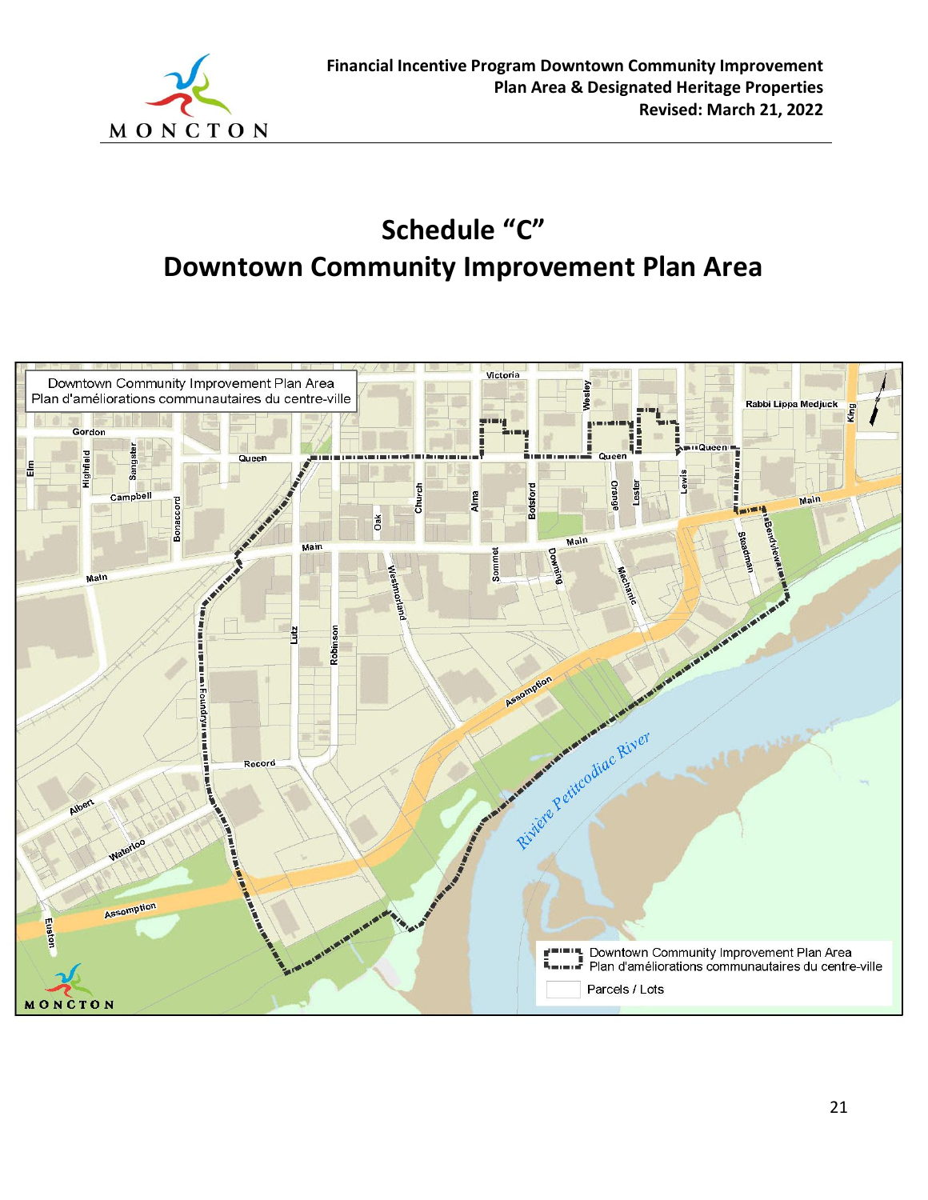# Schedule "C"
# Downtown Community Improvement Plan Area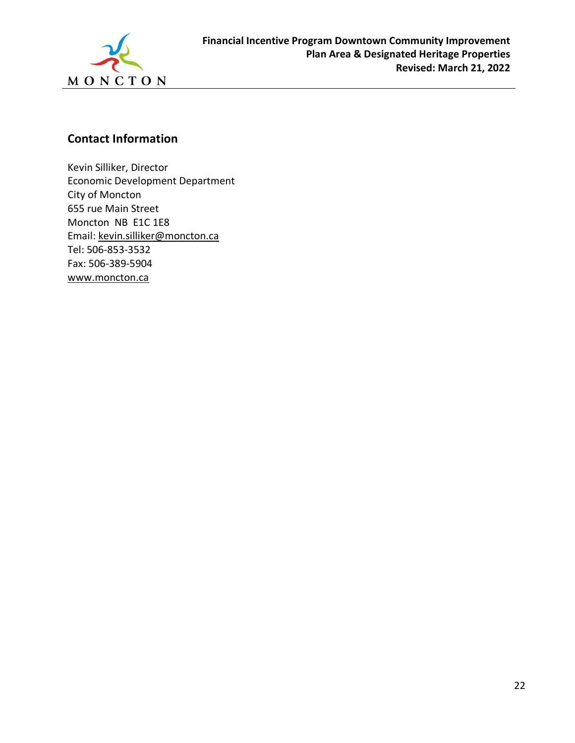## Contact Information

Kevin Silliker, Director
Economic Development Department
City of Moncton
655 rue Main Street
Moncton NB E1C 1E8
Email: kevin.silliker@moncton.ca
Tel: 506-853-3532
Fax: 506-389-5904
www.moncton.ca